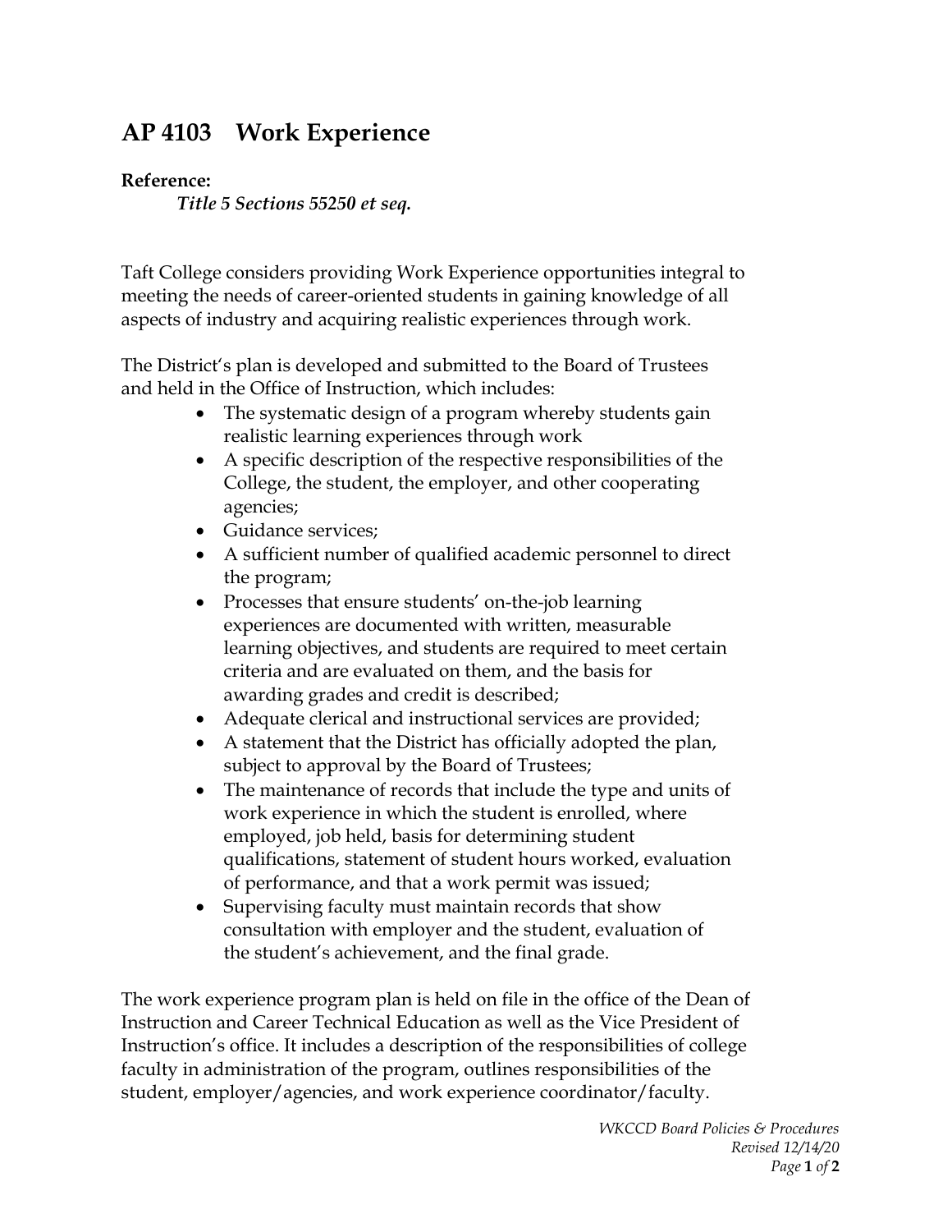# AP 4103 Work Experience

**Reference:**

***Title 5 Sections 55250 et seq.***

Taft College considers providing Work Experience opportunities integral to meeting the needs of career-oriented students in gaining knowledge of all aspects of industry and acquiring realistic experiences through work.

The District's plan is developed and submitted to the Board of Trustees and held in the Office of Instruction, which includes:

- The systematic design of a program whereby students gain realistic learning experiences through work
- A specific description of the respective responsibilities of the College, the student, the employer, and other cooperating agencies;
- Guidance services;
- A sufficient number of qualified academic personnel to direct the program;
- Processes that ensure students' on-the-job learning experiences are documented with written, measurable learning objectives, and students are required to meet certain criteria and are evaluated on them, and the basis for awarding grades and credit is described;
- Adequate clerical and instructional services are provided;
- A statement that the District has officially adopted the plan, subject to approval by the Board of Trustees;
- The maintenance of records that include the type and units of work experience in which the student is enrolled, where employed, job held, basis for determining student qualifications, statement of student hours worked, evaluation of performance, and that a work permit was issued;
- Supervising faculty must maintain records that show consultation with employer and the student, evaluation of the student's achievement, and the final grade.

The work experience program plan is held on file in the office of the Dean of Instruction and Career Technical Education as well as the Vice President of Instruction's office. It includes a description of the responsibilities of college faculty in administration of the program, outlines responsibilities of the student, employer/agencies, and work experience coordinator/faculty.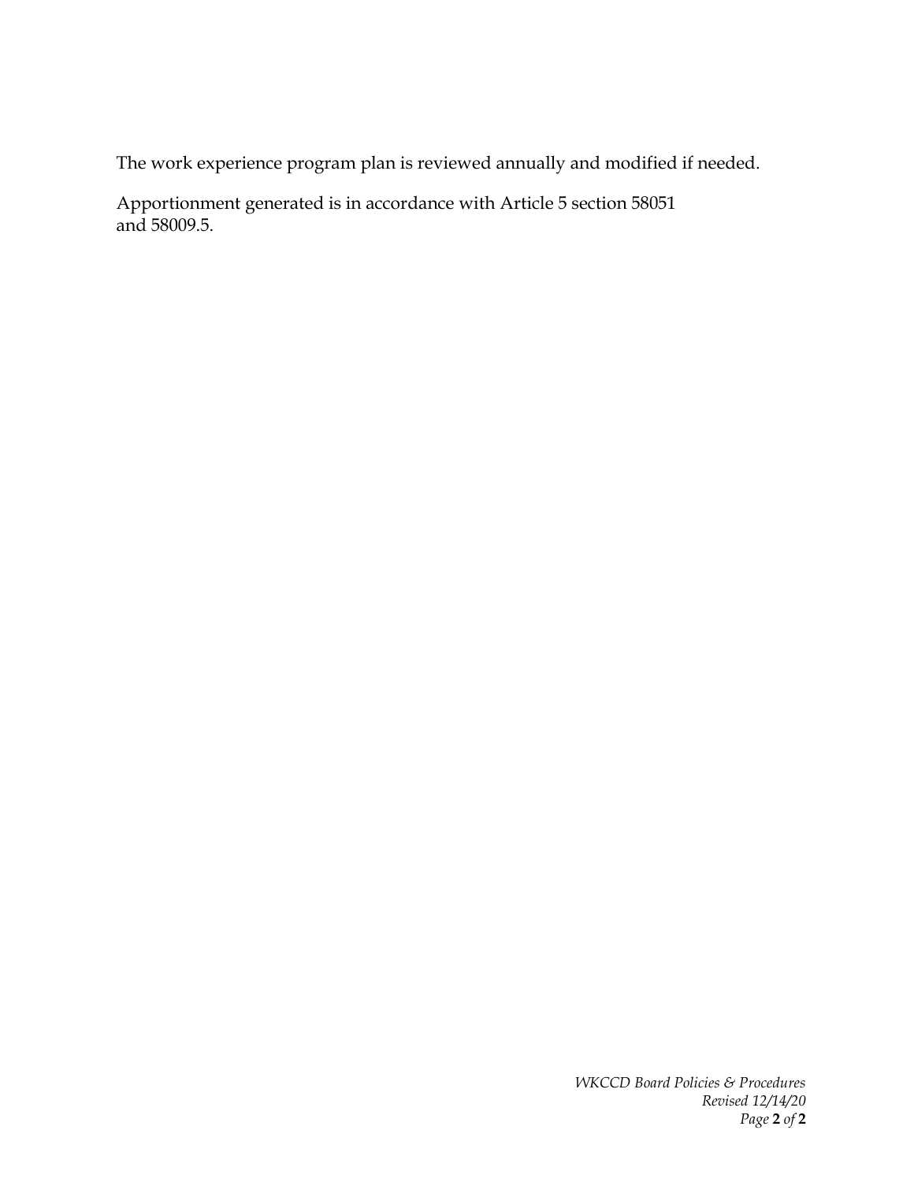The work experience program plan is reviewed annually and modified if needed.

Apportionment generated is in accordance with Article 5 section 58051 and 58009.5.